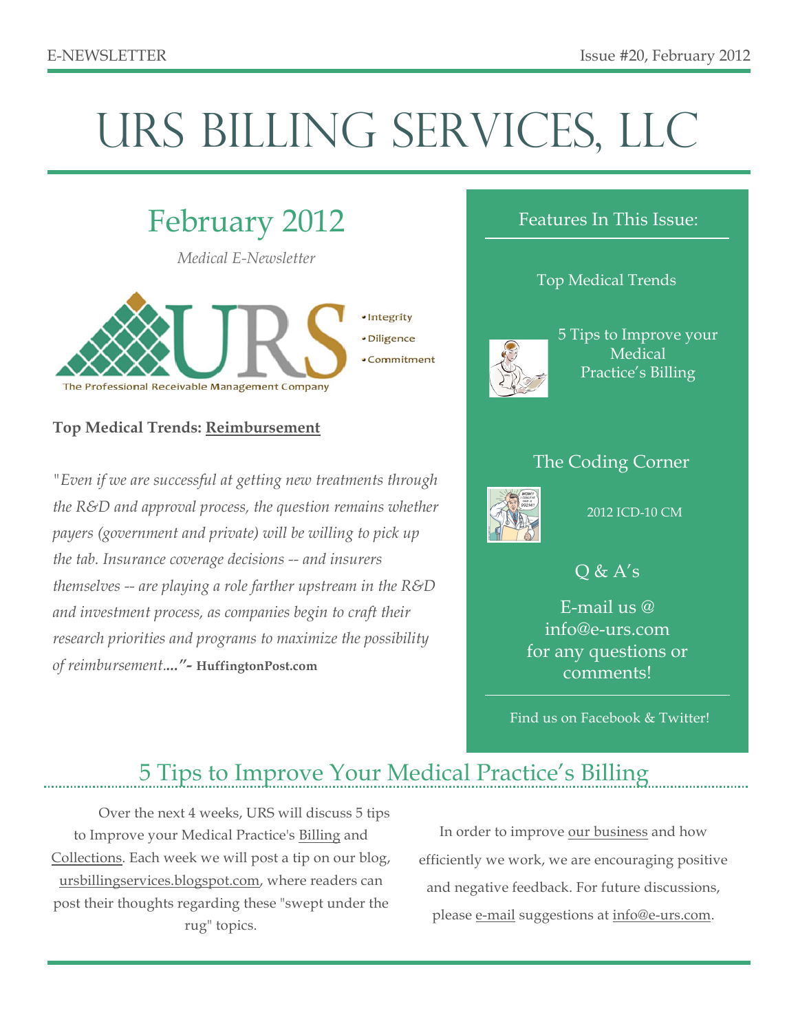# URS Billing Services, LLC

## February 2012

*Medical E-Newsletter*

- Integrity
- Diligence
- Commitment

The Professional Receivable Management Company

**Top Medical Trends: Reimbursement**

*"Even if we are successful at getting new treatments through the R&D and approval process, the question remains whether payers (government and private) will be willing to pick up the tab. Insurance coverage decisions -- and insurers themselves -- are playing a role farther upstream in the R&D and investment process, as companies begin to craft their research priorities and programs to maximize the possibility of reimbursement...."* **- HuffingtonPost.com**

### Features In This Issue:

Top Medical Trends

5 Tips to Improve your Medical Practice's Billing

The Coding Corner

2012 ICD-10 CM

Q & A's

E-mail us @ info@e-urs.com for any questions or comments!

Find us on Facebook & Twitter!

## 5 Tips to Improve Your Medical Practice's Billing

Over the next 4 weeks, URS will discuss 5 tips to Improve your Medical Practice's Billing and Collections. Each week we will post a tip on our blog, ursbillingservices.blogspot.com, where readers can post their thoughts regarding these "swept under the rug" topics.

In order to improve our business and how efficiently we work, we are encouraging positive and negative feedback. For future discussions, please e-mail suggestions at info@e-urs.com.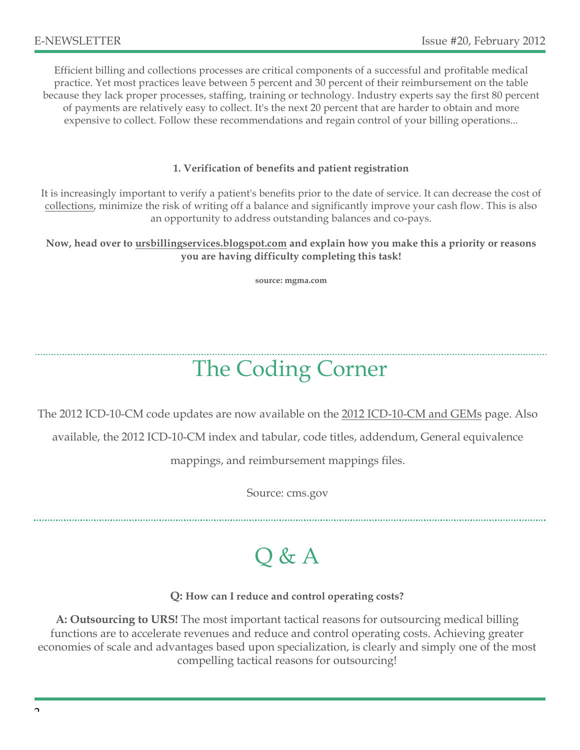Efficient billing and collections processes are critical components of a successful and profitable medical practice. Yet most practices leave between 5 percent and 30 percent of their reimbursement on the table because they lack proper processes, staffing, training or technology. Industry experts say the first 80 percent of payments are relatively easy to collect. It's the next 20 percent that are harder to obtain and more expensive to collect. Follow these recommendations and regain control of your billing operations...

**1. Verification of benefits and patient registration**

It is increasingly important to verify a patient's benefits prior to the date of service. It can decrease the cost of collections, minimize the risk of writing off a balance and significantly improve your cash flow. This is also an opportunity to address outstanding balances and co-pays.

**Now, head over to ursbillingservices.blogspot.com and explain how you make this a priority or reasons you are having difficulty completing this task!**

**source: mgma.com**

## The Coding Corner

The 2012 ICD-10-CM code updates are now available on the 2012 ICD-10-CM and GEMs page. Also available, the 2012 ICD-10-CM index and tabular, code titles, addendum, General equivalence mappings, and reimbursement mappings files.

Source: cms.gov

## Q & A

**Q: How can I reduce and control operating costs?**

**A: Outsourcing to URS!** The most important tactical reasons for outsourcing medical billing functions are to accelerate revenues and reduce and control operating costs. Achieving greater economies of scale and advantages based upon specialization, is clearly and simply one of the most compelling tactical reasons for outsourcing!